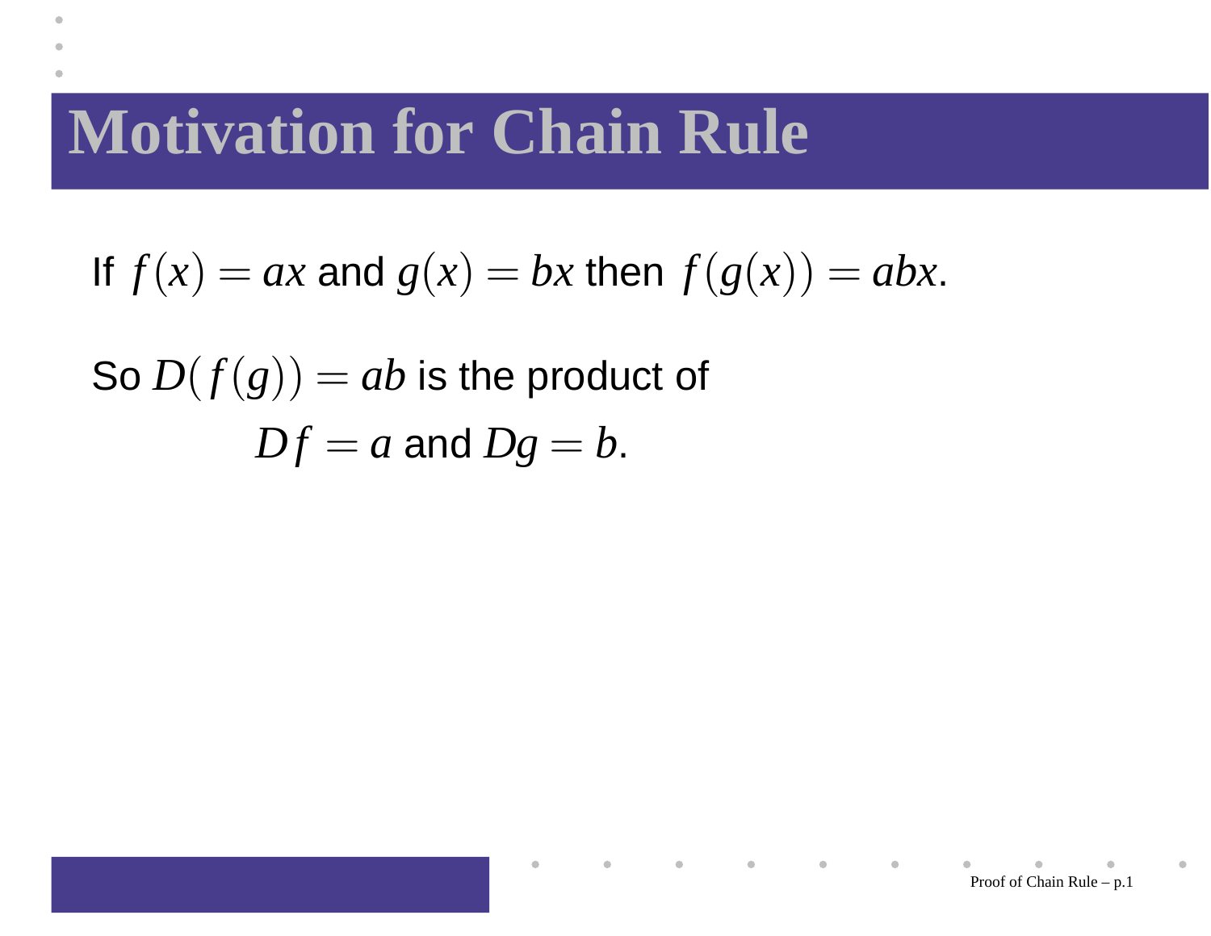# Motivation for Chain Rule

If $f(x) = ax$ and $g(x) = bx$ then $f(g(x)) = abx$.

So $D(f(g)) = ab$ is the product of

$$Df = a \text{ and } Dg = b.$$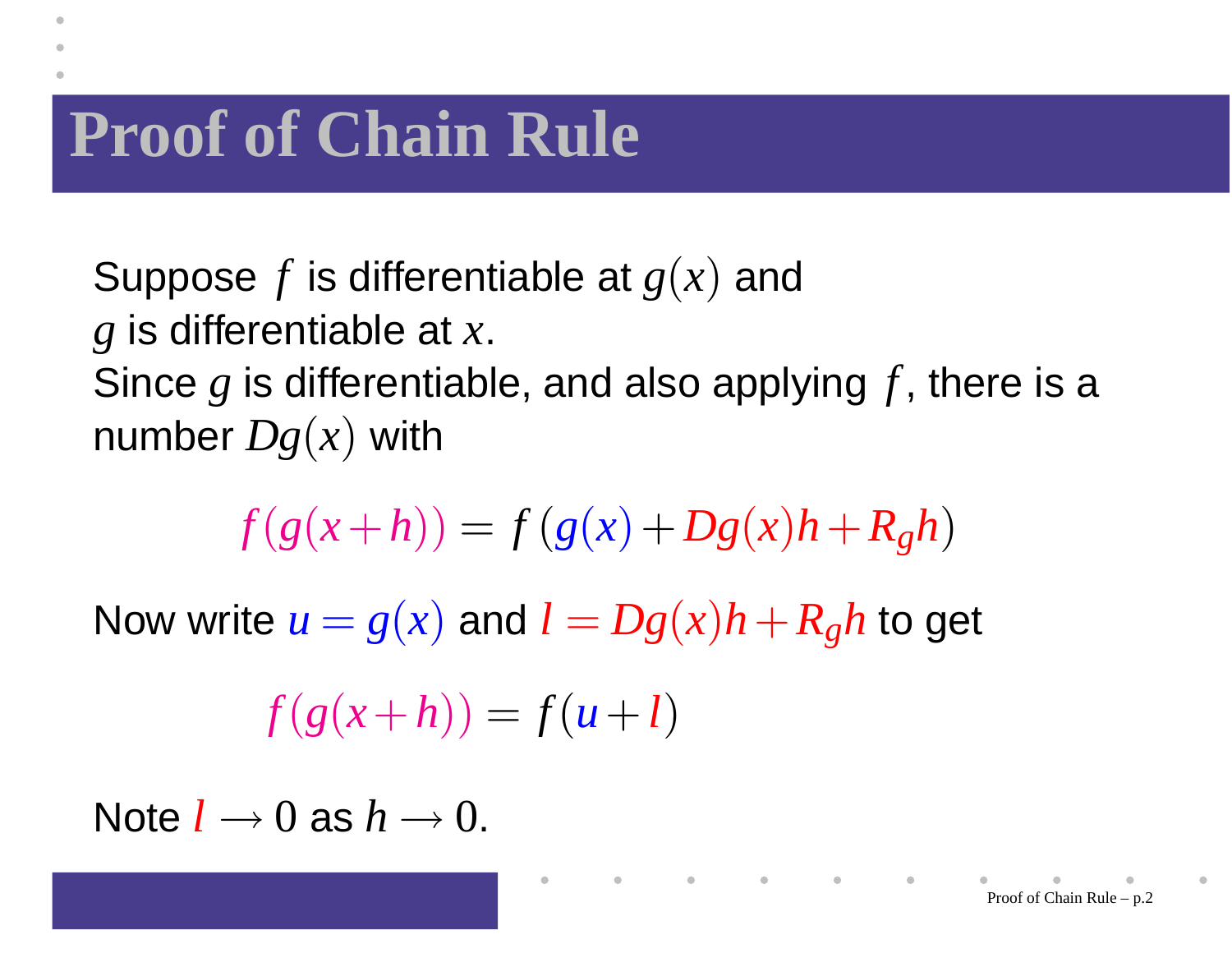# Proof of Chain Rule

Suppose $f$ is differentiable at $g(x)$ and
$g$ is differentiable at $x$.
Since $g$ is differentiable, and also applying $f$, there is a number $Dg(x)$ with

$$f(g(x+h)) = f\left(g(x) + Dg(x)h + R_g h\right)$$

Now write $u = g(x)$ and $l = Dg(x)h + R_g h$ to get

$$f(g(x+h)) = f(u+l)$$

Note $l \to 0$ as $h \to 0$.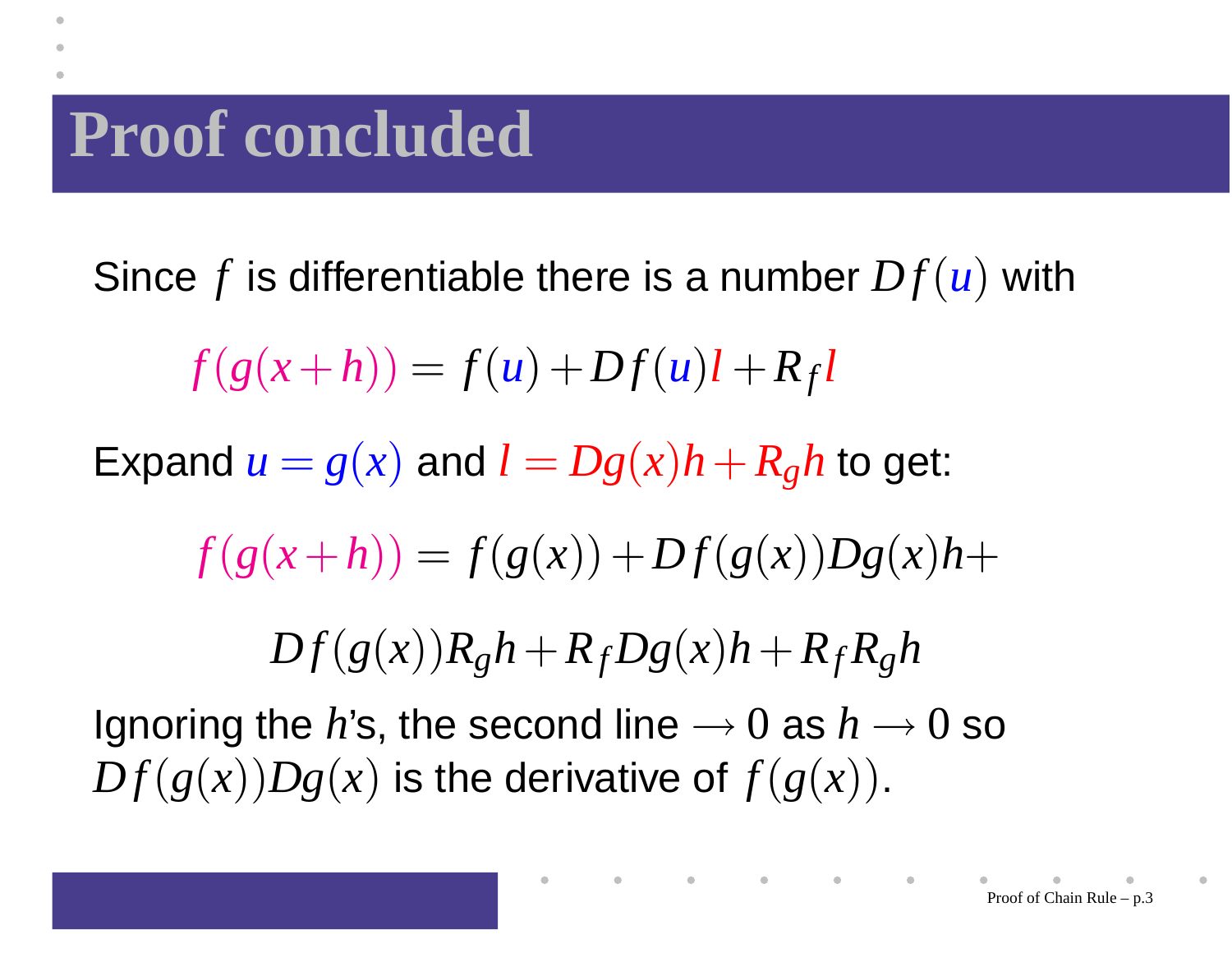# Proof concluded

Since $f$ is differentiable there is a number $Df(u)$ with

$$f(g(x+h)) = f(u) + Df(u)l + R_f l$$

Expand $u = g(x)$ and $l = Dg(x)h + R_g h$ to get:

$$f(g(x+h)) = f(g(x)) + Df(g(x))Dg(x)h +$$

$$Df(g(x))R_g h + R_f Dg(x)h + R_f R_g h$$

Ignoring the $h$'s, the second line $\to 0$ as $h \to 0$ so $Df(g(x))Dg(x)$ is the derivative of $f(g(x))$.